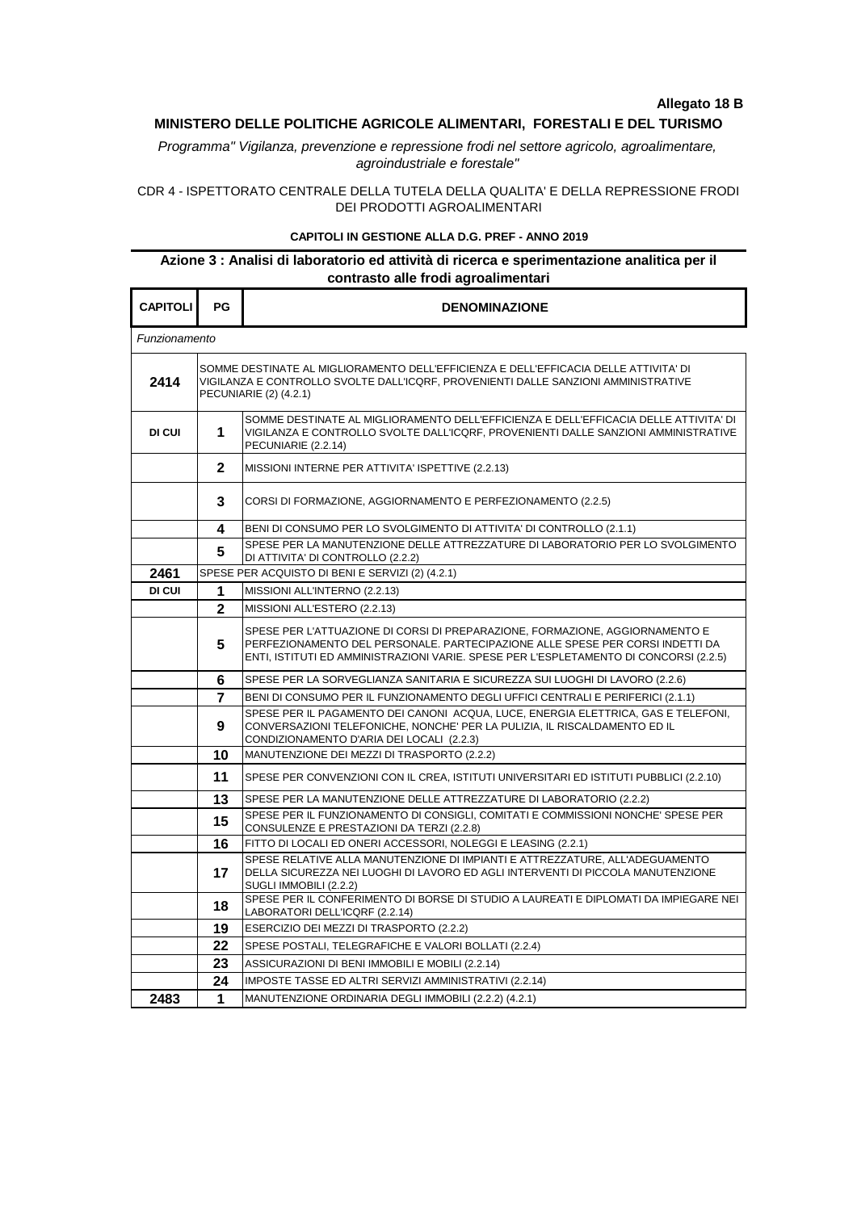**Allegato 18 B**

**MINISTERO DELLE POLITICHE AGRICOLE ALIMENTARI, FORESTALI E DEL TURISMO**

*Programma" Vigilanza, prevenzione e repressione frodi nel settore agricolo, agroalimentare, agroindustriale e forestale"*

CDR 4 - ISPETTORATO CENTRALE DELLA TUTELA DELLA QUALITA' E DELLA REPRESSIONE FRODI DEI PRODOTTI AGROALIMENTARI

**CAPITOLI IN GESTIONE ALLA D.G. PREF - ANNO 2019**

**Azione 3 : Analisi di laboratorio ed attività di ricerca e sperimentazione analitica per il contrasto alle frodi agroalimentari**

| CAPITOLI | PG | DENOMINAZIONE |
|---|---|---|
| *Funzionamento* | | |
| **2414** | | SOMME DESTINATE AL MIGLIORAMENTO DELL'EFFICIENZA E DELL'EFFICACIA DELLE ATTIVITA' DI VIGILANZA E CONTROLLO SVOLTE DALL'ICQRF, PROVENIENTI DALLE SANZIONI AMMINISTRATIVE PECUNIARIE (2) (4.2.1) |
| **DI CUI** | **1** | SOMME DESTINATE AL MIGLIORAMENTO DELL'EFFICIENZA E DELL'EFFICACIA DELLE ATTIVITA' DI VIGILANZA E CONTROLLO SVOLTE DALL'ICQRF, PROVENIENTI DALLE SANZIONI AMMINISTRATIVE PECUNIARIE (2.2.14) |
| | **2** | MISSIONI INTERNE PER ATTIVITA' ISPETTIVE (2.2.13) |
| | **3** | CORSI DI FORMAZIONE, AGGIORNAMENTO E PERFEZIONAMENTO (2.2.5) |
| | **4** | BENI DI CONSUMO PER LO SVOLGIMENTO DI ATTIVITA' DI CONTROLLO (2.1.1) |
| | **5** | SPESE PER LA MANUTENZIONE DELLE ATTREZZATURE DI LABORATORIO PER LO SVOLGIMENTO DI ATTIVITA' DI CONTROLLO (2.2.2) |
| **2461** | | SPESE PER ACQUISTO DI BENI E SERVIZI (2) (4.2.1) |
| **DI CUI** | **1** | MISSIONI ALL'INTERNO (2.2.13) |
| | **2** | MISSIONI ALL'ESTERO (2.2.13) |
| | **5** | SPESE PER L'ATTUAZIONE DI CORSI DI PREPARAZIONE, FORMAZIONE, AGGIORNAMENTO E PERFEZIONAMENTO DEL PERSONALE. PARTECIPAZIONE ALLE SPESE PER CORSI INDETTI DA ENTI, ISTITUTI ED AMMINISTRAZIONI VARIE. SPESE PER L'ESPLETAMENTO DI CONCORSI (2.2.5) |
| | **6** | SPESE PER LA SORVEGLIANZA SANITARIA E SICUREZZA SUI LUOGHI DI LAVORO (2.2.6) |
| | **7** | BENI DI CONSUMO PER IL FUNZIONAMENTO DEGLI UFFICI CENTRALI E PERIFERICI (2.1.1) |
| | **9** | SPESE PER IL PAGAMENTO DEI CANONI ACQUA, LUCE, ENERGIA ELETTRICA, GAS E TELEFONI, CONVERSAZIONI TELEFONICHE, NONCHE' PER LA PULIZIA, IL RISCALDAMENTO ED IL CONDIZIONAMENTO D'ARIA DEI LOCALI (2.2.3) |
| | **10** | MANUTENZIONE DEI MEZZI DI TRASPORTO (2.2.2) |
| | **11** | SPESE PER CONVENZIONI CON IL CREA, ISTITUTI UNIVERSITARI ED ISTITUTI PUBBLICI (2.2.10) |
| | **13** | SPESE PER LA MANUTENZIONE DELLE ATTREZZATURE DI LABORATORIO (2.2.2) |
| | **15** | SPESE PER IL FUNZIONAMENTO DI CONSIGLI, COMITATI E COMMISSIONI NONCHE' SPESE PER CONSULENZE E PRESTAZIONI DA TERZI (2.2.8) |
| | **16** | FITTO DI LOCALI ED ONERI ACCESSORI, NOLEGGI E LEASING (2.2.1) |
| | **17** | SPESE RELATIVE ALLA MANUTENZIONE DI IMPIANTI E ATTREZZATURE, ALL'ADEGUAMENTO DELLA SICUREZZA NEI LUOGHI DI LAVORO ED AGLI INTERVENTI DI PICCOLA MANUTENZIONE SUGLI IMMOBILI (2.2.2) |
| | **18** | SPESE PER IL CONFERIMENTO DI BORSE DI STUDIO A LAUREATI E DIPLOMATI DA IMPIEGARE NEI LABORATORI DELL'ICQRF (2.2.14) |
| | **19** | ESERCIZIO DEI MEZZI DI TRASPORTO (2.2.2) |
| | **22** | SPESE POSTALI, TELEGRAFICHE E VALORI BOLLATI (2.2.4) |
| | **23** | ASSICURAZIONI DI BENI IMMOBILI E MOBILI (2.2.14) |
| | **24** | IMPOSTE TASSE ED ALTRI SERVIZI AMMINISTRATIVI (2.2.14) |
| **2483** | **1** | MANUTENZIONE ORDINARIA DEGLI IMMOBILI (2.2.2) (4.2.1) |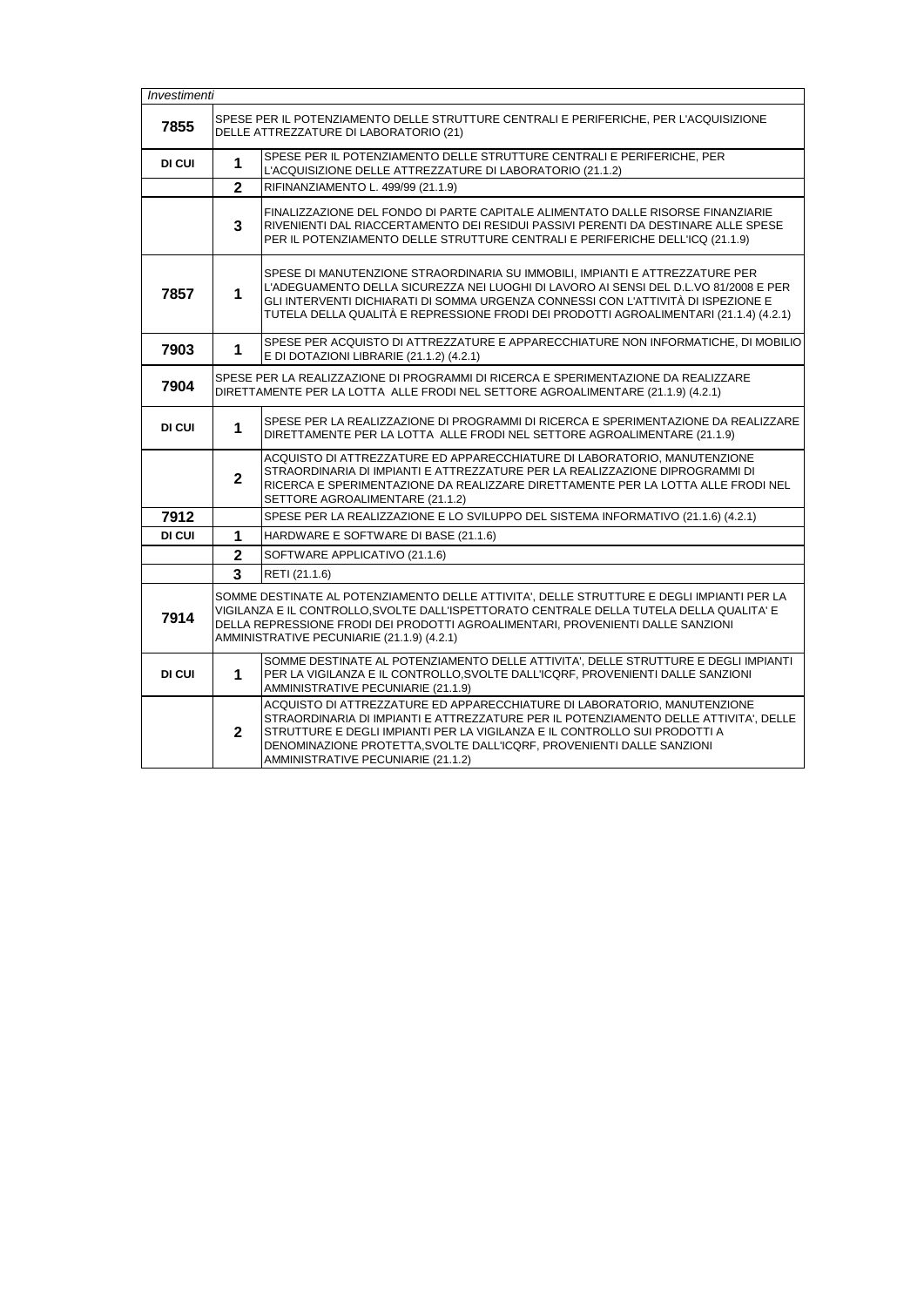| *Investimenti* | | |
|---|---|---|
| **7855** | SPESE PER IL POTENZIAMENTO DELLE STRUTTURE CENTRALI E PERIFERICHE, PER L'ACQUISIZIONE DELLE ATTREZZATURE DI LABORATORIO (21) | |
| **DI CUI** | **1** | SPESE PER IL POTENZIAMENTO DELLE STRUTTURE CENTRALI E PERIFERICHE, PER L'ACQUISIZIONE DELLE ATTREZZATURE DI LABORATORIO (21.1.2) |
| | **2** | RIFINANZIAMENTO L. 499/99 (21.1.9) |
| | **3** | FINALIZZAZIONE DEL FONDO DI PARTE CAPITALE ALIMENTATO DALLE RISORSE FINANZIARIE RIVENIENTI DAL RIACCERTAMENTO DEI RESIDUI PASSIVI PERENTI DA DESTINARE ALLE SPESE PER IL POTENZIAMENTO DELLE STRUTTURE CENTRALI E PERIFERICHE DELL'ICQ (21.1.9) |
| **7857** | **1** | SPESE DI MANUTENZIONE STRAORDINARIA SU IMMOBILI, IMPIANTI E ATTREZZATURE PER L'ADEGUAMENTO DELLA SICUREZZA NEI LUOGHI DI LAVORO AI SENSI DEL D.L.VO 81/2008 E PER GLI INTERVENTI DICHIARATI DI SOMMA URGENZA CONNESSI CON L'ATTIVITÀ DI ISPEZIONE E TUTELA DELLA QUALITÀ E REPRESSIONE FRODI DEI PRODOTTI AGROALIMENTARI (21.1.4) (4.2.1) |
| **7903** | **1** | SPESE PER ACQUISTO DI ATTREZZATURE E APPARECCHIATURE NON INFORMATICHE, DI MOBILIO E DI DOTAZIONI LIBRARIE (21.1.2) (4.2.1) |
| **7904** | SPESE PER LA REALIZZAZIONE DI PROGRAMMI DI RICERCA E SPERIMENTAZIONE DA REALIZZARE DIRETTAMENTE PER LA LOTTA ALLE FRODI NEL SETTORE AGROALIMENTARE (21.1.9) (4.2.1) | |
| **DI CUI** | **1** | SPESE PER LA REALIZZAZIONE DI PROGRAMMI DI RICERCA E SPERIMENTAZIONE DA REALIZZARE DIRETTAMENTE PER LA LOTTA ALLE FRODI NEL SETTORE AGROALIMENTARE (21.1.9) |
| | **2** | ACQUISTO DI ATTREZZATURE ED APPARECCHIATURE DI LABORATORIO, MANUTENZIONE STRAORDINARIA DI IMPIANTI E ATTREZZATURE PER LA REALIZZAZIONE DIPROGRAMMI DI RICERCA E SPERIMENTAZIONE DA REALIZZARE DIRETTAMENTE PER LA LOTTA ALLE FRODI NEL SETTORE AGROALIMENTARE (21.1.2) |
| **7912** | | SPESE PER LA REALIZZAZIONE E LO SVILUPPO DEL SISTEMA INFORMATIVO (21.1.6) (4.2.1) |
| **DI CUI** | **1** | HARDWARE E SOFTWARE DI BASE (21.1.6) |
| | **2** | SOFTWARE APPLICATIVO (21.1.6) |
| | **3** | RETI (21.1.6) |
| **7914** | SOMME DESTINATE AL POTENZIAMENTO DELLE ATTIVITA', DELLE STRUTTURE E DEGLI IMPIANTI PER LA VIGILANZA E IL CONTROLLO,SVOLTE DALL'ISPETTORATO CENTRALE DELLA TUTELA DELLA QUALITA' E DELLA REPRESSIONE FRODI DEI PRODOTTI AGROALIMENTARI, PROVENIENTI DALLE SANZIONI AMMINISTRATIVE PECUNIARIE (21.1.9) (4.2.1) | |
| **DI CUI** | **1** | SOMME DESTINATE AL POTENZIAMENTO DELLE ATTIVITA', DELLE STRUTTURE E DEGLI IMPIANTI PER LA VIGILANZA E IL CONTROLLO,SVOLTE DALL'ICQRF, PROVENIENTI DALLE SANZIONI AMMINISTRATIVE PECUNIARIE (21.1.9) |
| | **2** | ACQUISTO DI ATTREZZATURE ED APPARECCHIATURE DI LABORATORIO, MANUTENZIONE STRAORDINARIA DI IMPIANTI E ATTREZZATURE PER IL POTENZIAMENTO DELLE ATTIVITA', DELLE STRUTTURE E DEGLI IMPIANTI PER LA VIGILANZA E IL CONTROLLO SUI PRODOTTI A DENOMINAZIONE PROTETTA,SVOLTE DALL'ICQRF, PROVENIENTI DALLE SANZIONI AMMINISTRATIVE PECUNIARIE (21.1.2) |